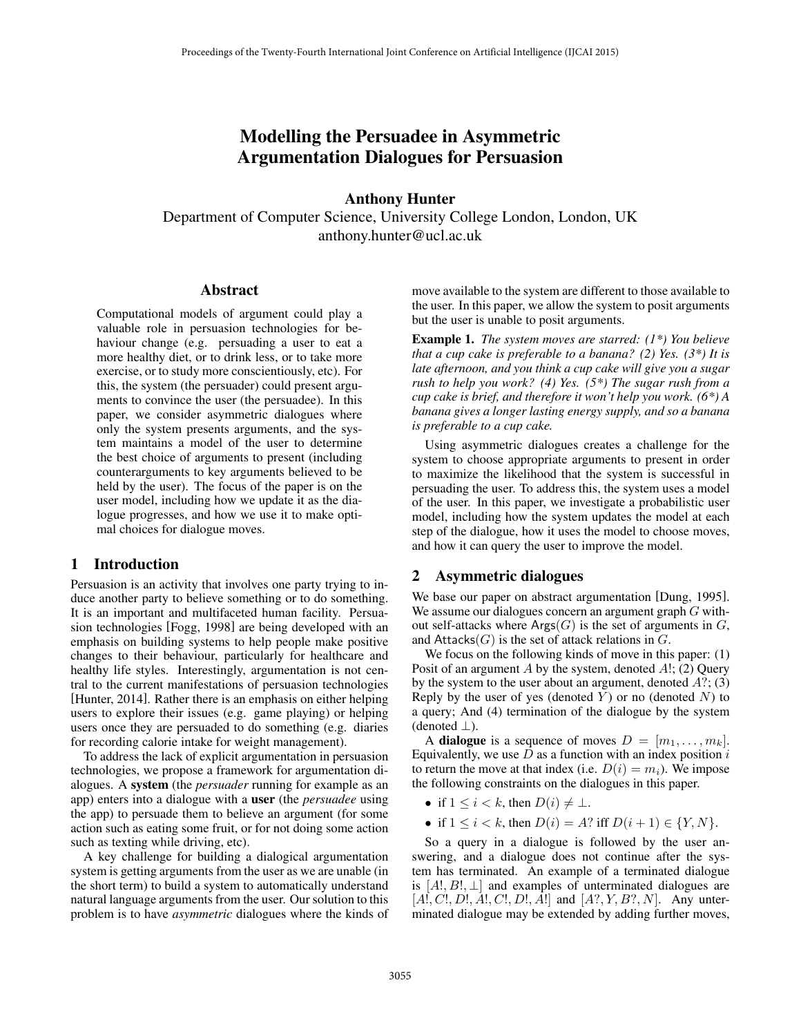# Modelling the Persuadee in Asymmetric Argumentation Dialogues for Persuasion

**Anthony Hunter**

Department of Computer Science, University College London, London, UK
anthony.hunter@ucl.ac.uk

## Abstract

Computational models of argument could play a valuable role in persuasion technologies for behaviour change (e.g. persuading a user to eat a more healthy diet, or to drink less, or to take more exercise, or to study more conscientiously, etc). For this, the system (the persuader) could present arguments to convince the user (the persuadee). In this paper, we consider asymmetric dialogues where only the system presents arguments, and the system maintains a model of the user to determine the best choice of arguments to present (including counterarguments to key arguments believed to be held by the user). The focus of the paper is on the user model, including how we update it as the dialogue progresses, and how we use it to make optimal choices for dialogue moves.

## 1 Introduction

Persuasion is an activity that involves one party trying to induce another party to believe something or to do something. It is an important and multifaceted human facility. Persuasion technologies [Fogg, 1998] are being developed with an emphasis on building systems to help people make positive changes to their behaviour, particularly for healthcare and healthy life styles. Interestingly, argumentation is not central to the current manifestations of persuasion technologies [Hunter, 2014]. Rather there is an emphasis on either helping users to explore their issues (e.g. game playing) or helping users once they are persuaded to do something (e.g. diaries for recording calorie intake for weight management).

To address the lack of explicit argumentation in persuasion technologies, we propose a framework for argumentation dialogues. A **system** (the *persuader* running for example as an app) enters into a dialogue with a **user** (the *persuadee* using the app) to persuade them to believe an argument (for some action such as eating some fruit, or for not doing some action such as texting while driving, etc).

A key challenge for building a dialogical argumentation system is getting arguments from the user as we are unable (in the short term) to build a system to automatically understand natural language arguments from the user. Our solution to this problem is to have *asymmetric* dialogues where the kinds of move available to the system are different to those available to the user. In this paper, we allow the system to posit arguments but the user is unable to posit arguments.

**Example 1.** *The system moves are starred: (1\*) You believe that a cup cake is preferable to a banana? (2) Yes. (3\*) It is late afternoon, and you think a cup cake will give you a sugar rush to help you work? (4) Yes. (5\*) The sugar rush from a cup cake is brief, and therefore it won't help you work. (6\*) A banana gives a longer lasting energy supply, and so a banana is preferable to a cup cake.*

Using asymmetric dialogues creates a challenge for the system to choose appropriate arguments to present in order to maximize the likelihood that the system is successful in persuading the user. To address this, the system uses a model of the user. In this paper, we investigate a probabilistic user model, including how the system updates the model at each step of the dialogue, how it uses the model to choose moves, and how it can query the user to improve the model.

## 2 Asymmetric dialogues

We base our paper on abstract argumentation [Dung, 1995]. We assume our dialogues concern an argument graph $G$ without self-attacks where $\mathsf{Args}(G)$ is the set of arguments in $G$, and $\mathsf{Attacks}(G)$ is the set of attack relations in $G$.

We focus on the following kinds of move in this paper: (1) Posit of an argument $A$ by the system, denoted $A!$; (2) Query by the system to the user about an argument, denoted $A?$; (3) Reply by the user of yes (denoted $Y$) or no (denoted $N$) to a query; And (4) termination of the dialogue by the system (denoted $\bot$).

A **dialogue** is a sequence of moves $D = [m_1, \ldots, m_k]$. Equivalently, we use $D$ as a function with an index position $i$ to return the move at that index (i.e. $D(i) = m_i$). We impose the following constraints on the dialogues in this paper.

- if $1 \leq i < k$, then $D(i) \neq \bot$.
- if $1 \leq i < k$, then $D(i) = A?$ iff $D(i+1) \in \{Y, N\}$.

So a query in a dialogue is followed by the user answering, and a dialogue does not continue after the system has terminated. An example of a terminated dialogue is $[A!, B!, \bot]$ and examples of unterminated dialogues are $[A!, C!, D!, A!, C!, D!, A!]$ and $[A?, Y, B?, N]$. Any unterminated dialogue may be extended by adding further moves,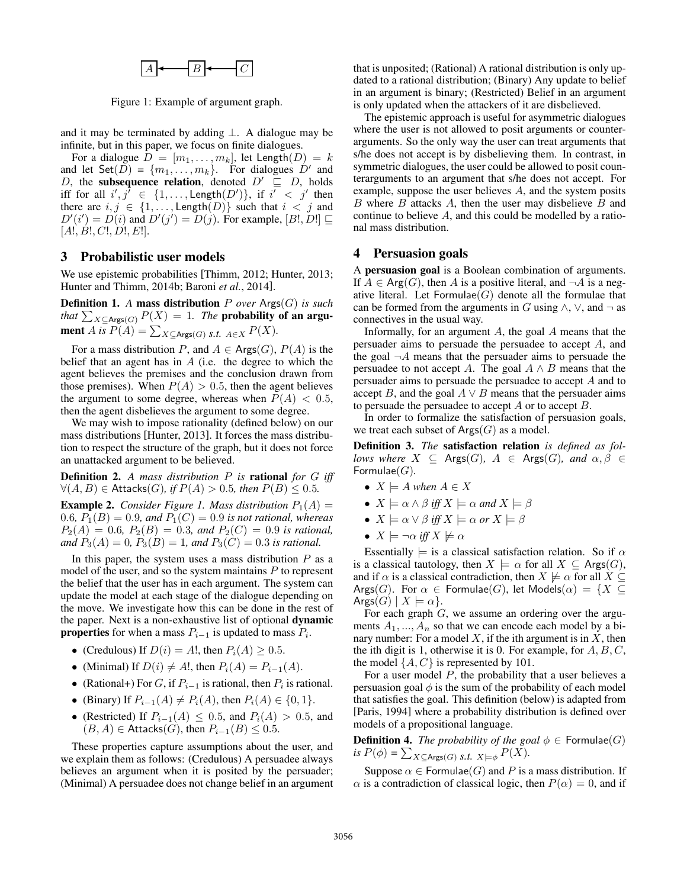$A \leftarrow B \leftarrow C$

Figure 1: Example of argument graph.

and it may be terminated by adding $\bot$. A dialogue may be infinite, but in this paper, we focus on finite dialogues.

For a dialogue $D = [m_1, \ldots, m_k]$, let $\mathsf{Length}(D) = k$ and let $\mathsf{Set}(D) = \{m_1, \ldots, m_k\}$. For dialogues $D'$ and $D$, the **subsequence relation**, denoted $D' \sqsubseteq D$, holds iff for all $i', j' \in \{1, \ldots, \mathsf{Length}(D')\}$, if $i' < j'$ then there are $i, j \in \{1, \ldots, \mathsf{Length}(D)\}$ such that $i < j$ and $D'(i') = D(i)$ and $D'(j') = D(j)$. For example, $[B!, D!] \sqsubseteq [A!, B!, C!, D!, E!]$.

## 3 Probabilistic user models

We use epistemic probabilities [Thimm, 2012; Hunter, 2013; Hunter and Thimm, 2014b; Baroni *et al.*, 2014].

**Definition 1.** *A* **mass distribution** $P$ *over* $\mathsf{Args}(G)$ *is such that* $\sum_{X \subseteq \mathsf{Args}(G)} P(X) = 1$. *The* **probability of an argument** $A$ *is* $P(A) = \sum_{X \subseteq \mathsf{Args}(G) \text{ s.t. } A \in X} P(X)$.

For a mass distribution $P$, and $A \in \mathsf{Args}(G)$, $P(A)$ is the belief that an agent has in $A$ (i.e. the degree to which the agent believes the premises and the conclusion drawn from those premises). When $P(A) > 0.5$, then the agent believes the argument to some degree, whereas when $P(A) < 0.5$, then the agent disbelieves the argument to some degree.

We may wish to impose rationality (defined below) on our mass distributions [Hunter, 2013]. It forces the mass distribution to respect the structure of the graph, but it does not force an unattacked argument to be believed.

**Definition 2.** *A mass distribution* $P$ *is* **rational** *for* $G$ *iff* $\forall (A, B) \in \mathsf{Attacks}(G)$, *if* $P(A) > 0.5$, *then* $P(B) \leq 0.5$.

**Example 2.** *Consider Figure 1. Mass distribution* $P_1(A) = 0.6$, $P_1(B) = 0.9$, *and* $P_1(C) = 0.9$ *is not rational, whereas* $P_2(A) = 0.6$, $P_2(B) = 0.3$, *and* $P_2(C) = 0.9$ *is rational, and* $P_3(A) = 0$, $P_3(B) = 1$, *and* $P_3(C) = 0.3$ *is rational.*

In this paper, the system uses a mass distribution $P$ as a model of the user, and so the system maintains $P$ to represent the belief that the user has in each argument. The system can update the model at each stage of the dialogue depending on the move. We investigate how this can be done in the rest of the paper. Next is a non-exhaustive list of optional **dynamic properties** for when a mass $P_{i-1}$ is updated to mass $P_i$.

- (Credulous) If $D(i) = A!$, then $P_i(A) \geq 0.5$.
- (Minimal) If $D(i) \neq A!$, then $P_i(A) = P_{i-1}(A)$.
- (Rational+) For $G$, if $P_{i-1}$ is rational, then $P_i$ is rational.
- (Binary) If $P_{i-1}(A) \neq P_i(A)$, then $P_i(A) \in \{0, 1\}$.
- (Restricted) If $P_{i-1}(A) \leq 0.5$, and $P_i(A) > 0.5$, and $(B, A) \in \mathsf{Attacks}(G)$, then $P_{i-1}(B) \leq 0.5$.

These properties capture assumptions about the user, and we explain them as follows: (Credulous) A persuadee always believes an argument when it is posited by the persuader; (Minimal) A persuadee does not change belief in an argument that is unposited; (Rational) A rational distribution is only updated to a rational distribution; (Binary) Any update to belief in an argument is binary; (Restricted) Belief in an argument is only updated when the attackers of it are disbelieved.

The epistemic approach is useful for asymmetric dialogues where the user is not allowed to posit arguments or counterarguments. So the only way the user can treat arguments that s/he does not accept is by disbelieving them. In contrast, in symmetric dialogues, the user could be allowed to posit counterarguments to an argument that s/he does not accept. For example, suppose the user believes $A$, and the system posits $B$ where $B$ attacks $A$, then the user may disbelieve $B$ and continue to believe $A$, and this could be modelled by a rational mass distribution.

## 4 Persuasion goals

A **persuasion goal** is a Boolean combination of arguments. If $A \in \mathsf{Arg}(G)$, then $A$ is a positive literal, and $\neg A$ is a negative literal. Let $\mathsf{Formulae}(G)$ denote all the formulae that can be formed from the arguments in $G$ using $\wedge$, $\vee$, and $\neg$ as connectives in the usual way.

Informally, for an argument $A$, the goal $A$ means that the persuader aims to persuade the persuadee to accept $A$, and the goal $\neg A$ means that the persuader aims to persuade the persuadee to not accept $A$. The goal $A \wedge B$ means that the persuader aims to persuade the persuadee to accept $A$ and to accept $B$, and the goal $A \vee B$ means that the persuader aims to persuade the persuadee to accept $A$ or to accept $B$.

In order to formalize the satisfaction of persuasion goals, we treat each subset of $\mathsf{Args}(G)$ as a model.

**Definition 3.** *The* **satisfaction relation** *is defined as follows where* $X \subseteq \mathsf{Args}(G)$, $A \in \mathsf{Args}(G)$, *and* $\alpha, \beta \in \mathsf{Formulae}(G)$.

- $X \models A$ *when* $A \in X$
- $X \models \alpha \wedge \beta$ *iff* $X \models \alpha$ *and* $X \models \beta$
- $X \models \alpha \vee \beta$ *iff* $X \models \alpha$ *or* $X \models \beta$
- $X \models \neg\alpha$ *iff* $X \not\models \alpha$

Essentially $\models$ is a classical satisfaction relation. So if $\alpha$ is a classical tautology, then $X \models \alpha$ for all $X \subseteq \mathsf{Args}(G)$, and if $\alpha$ is a classical contradiction, then $X \not\models \alpha$ for all $X \subseteq \mathsf{Args}(G)$. For $\alpha \in \mathsf{Formulae}(G)$, let $\mathsf{Models}(\alpha) = \{X \subseteq \mathsf{Args}(G) \mid X \models \alpha\}$.

For each graph $G$, we assume an ordering over the arguments $A_1, \ldots, A_n$ so that we can encode each model by a binary number: For a model $X$, if the ith argument is in $X$, then the ith digit is 1, otherwise it is 0. For example, for $A, B, C$, the model $\{A, C\}$ is represented by 101.

For a user model $P$, the probability that a user believes a persuasion goal $\phi$ is the sum of the probability of each model that satisfies the goal. This definition (below) is adapted from [Paris, 1994] where a probability distribution is defined over models of a propositional language.

**Definition 4.** *The probability of the goal* $\phi \in \mathsf{Formulae}(G)$ *is* $P(\phi) = \sum_{X \subseteq \mathsf{Args}(G) \text{ s.t. } X \models \phi} P(X)$.

Suppose $\alpha \in \mathsf{Formulae}(G)$ and $P$ is a mass distribution. If $\alpha$ is a contradiction of classical logic, then $P(\alpha) = 0$, and if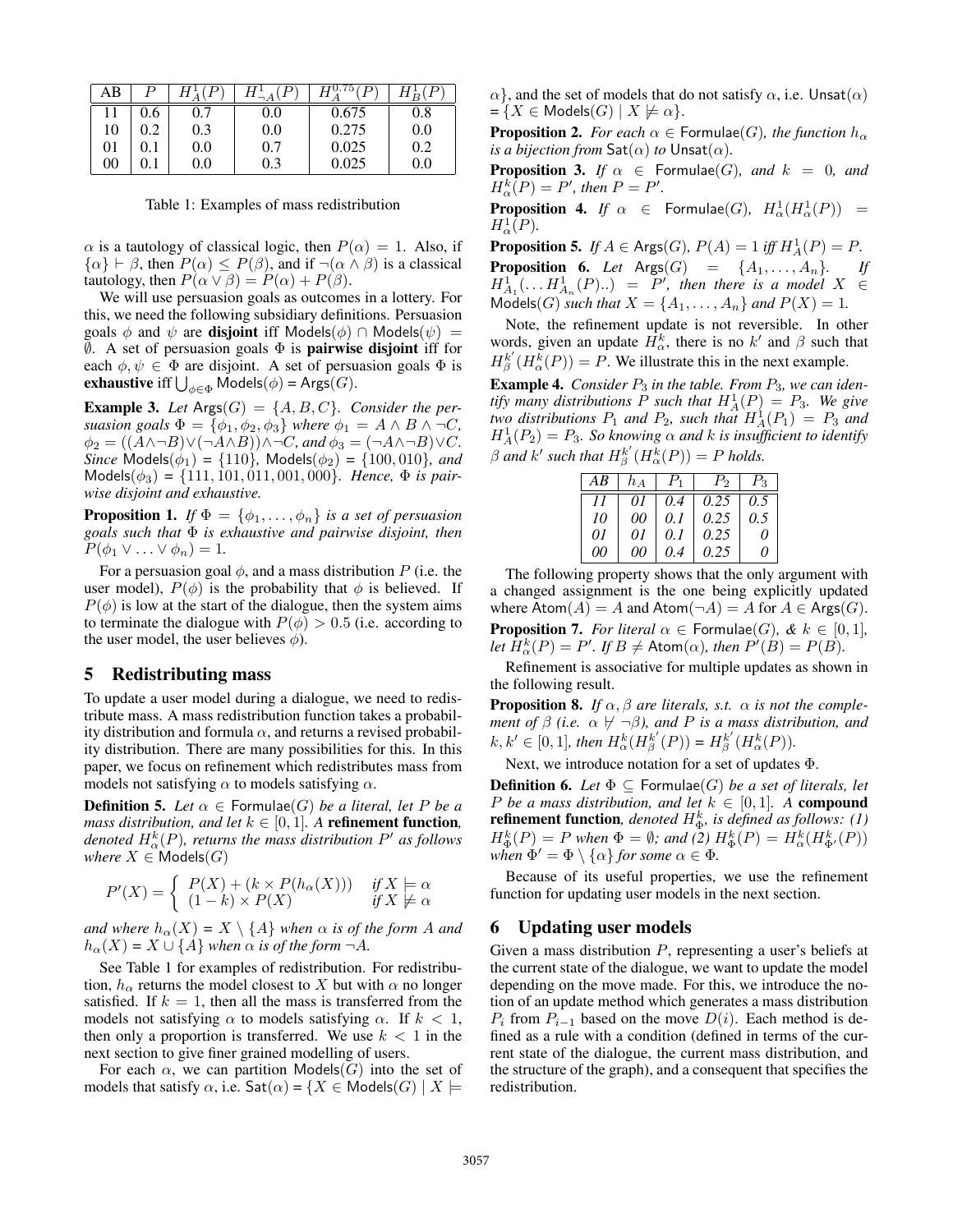| AB | $P$ | $H^1_A(P)$ | $H^1_{\neg A}(P)$ | $H^{0.75}_A(P)$ | $H^1_B(P)$ |
|---|---|---|---|---|---|
| 11 | 0.6 | 0.7 | 0.0 | 0.675 | 0.8 |
| 10 | 0.2 | 0.3 | 0.0 | 0.275 | 0.0 |
| 01 | 0.1 | 0.0 | 0.7 | 0.025 | 0.2 |
| 00 | 0.1 | 0.0 | 0.3 | 0.025 | 0.0 |

Table 1: Examples of mass redistribution

$\alpha$ is a tautology of classical logic, then $P(\alpha) = 1$. Also, if $\{\alpha\} \vdash \beta$, then $P(\alpha) \leq P(\beta)$, and if $\neg(\alpha \wedge \beta)$ is a classical tautology, then $P(\alpha \vee \beta) = P(\alpha) + P(\beta)$.

We will use persuasion goals as outcomes in a lottery. For this, we need the following subsidiary definitions. Persuasion goals $\phi$ and $\psi$ are **disjoint** iff $\mathsf{Models}(\phi) \cap \mathsf{Models}(\psi) = \emptyset$. A set of persuasion goals $\Phi$ is **pairwise disjoint** iff for each $\phi, \psi \in \Phi$ are disjoint. A set of persuasion goals $\Phi$ is **exhaustive** iff $\bigcup_{\phi \in \Phi} \mathsf{Models}(\phi) = \mathsf{Args}(G)$.

**Example 3.** *Let* $\mathsf{Args}(G) = \{A, B, C\}$*. Consider the persuasion goals* $\Phi = \{\phi_1, \phi_2, \phi_3\}$ *where* $\phi_1 = A \wedge B \wedge \neg C$*,* $\phi_2 = ((A \wedge \neg B) \vee (\neg A \wedge B)) \wedge \neg C$*, and* $\phi_3 = (\neg A \wedge \neg B) \vee C$*. Since* $\mathsf{Models}(\phi_1) = \{110\}$*,* $\mathsf{Models}(\phi_2) = \{100, 010\}$*, and* $\mathsf{Models}(\phi_3) = \{111, 101, 011, 001, 000\}$*. Hence,* $\Phi$ *is pairwise disjoint and exhaustive.*

**Proposition 1.** *If* $\Phi = \{\phi_1, \ldots, \phi_n\}$ *is a set of persuasion goals such that* $\Phi$ *is exhaustive and pairwise disjoint, then* $P(\phi_1 \vee \ldots \vee \phi_n) = 1$*.*

For a persuasion goal $\phi$, and a mass distribution $P$ (i.e. the user model), $P(\phi)$ is the probability that $\phi$ is believed. If $P(\phi)$ is low at the start of the dialogue, then the system aims to terminate the dialogue with $P(\phi) > 0.5$ (i.e. according to the user model, the user believes $\phi$).

## 5 Redistributing mass

To update a user model during a dialogue, we need to redistribute mass. A mass redistribution function takes a probability distribution and formula $\alpha$, and returns a revised probability distribution. There are many possibilities for this. In this paper, we focus on refinement which redistributes mass from models not satisfying $\alpha$ to models satisfying $\alpha$.

**Definition 5.** *Let* $\alpha \in \mathsf{Formulae}(G)$ *be a literal, let* $P$ *be a mass distribution, and let* $k \in [0, 1]$*. A* **refinement function***, denoted* $H^k_\alpha(P)$*, returns the mass distribution* $P'$ *as follows where* $X \in \mathsf{Models}(G)$

$$P'(X) = \begin{cases} P(X) + (k \times P(h_\alpha(X))) & \text{if } X \models \alpha \\ (1 - k) \times P(X) & \text{if } X \not\models \alpha \end{cases}$$

*and where* $h_\alpha(X) = X \setminus \{A\}$ *when* $\alpha$ *is of the form* $A$ *and* $h_\alpha(X) = X \cup \{A\}$ *when* $\alpha$ *is of the form* $\neg A$*.*

See Table 1 for examples of redistribution. For redistribution, $h_\alpha$ returns the model closest to $X$ but with $\alpha$ no longer satisfied. If $k = 1$, then all the mass is transferred from the models not satisfying $\alpha$ to models satisfying $\alpha$. If $k < 1$, then only a proportion is transferred. We use $k < 1$ in the next section to give finer grained modelling of users.

For each $\alpha$, we can partition $\mathsf{Models}(G)$ into the set of models that satisfy $\alpha$, i.e. $\mathsf{Sat}(\alpha) = \{X \in \mathsf{Models}(G) \mid X \models \alpha\}$, and the set of models that do not satisfy $\alpha$, i.e. $\mathsf{Unsat}(\alpha) = \{X \in \mathsf{Models}(G) \mid X \not\models \alpha\}$.

**Proposition 2.** *For each* $\alpha \in \mathsf{Formulae}(G)$*, the function* $h_\alpha$ *is a bijection from* $\mathsf{Sat}(\alpha)$ *to* $\mathsf{Unsat}(\alpha)$*.*

**Proposition 3.** *If* $\alpha \in \mathsf{Formulae}(G)$*, and* $k = 0$*, and* $H^k_\alpha(P) = P'$*, then* $P = P'$*.*

**Proposition 4.** *If* $\alpha \in \mathsf{Formulae}(G)$*,* $H^1_\alpha(H^1_\alpha(P)) = H^1_\alpha(P)$*.*

**Proposition 5.** *If* $A \in \mathsf{Args}(G)$*,* $P(A) = 1$ *iff* $H^1_A(P) = P$*.*

**Proposition 6.** *Let* $\mathsf{Args}(G) = \{A_1, \ldots, A_n\}$*. If* $H^1_{A_1}(\ldots H^1_{A_n}(P)..) = P'$*, then there is a model* $X \in \mathsf{Models}(G)$ *such that* $X = \{A_1, \ldots, A_n\}$ *and* $P(X) = 1$*.*

Note, the refinement update is not reversible. In other words, given an update $H^k_\alpha$, there is no $k'$ and $\beta$ such that $H^{k'}_\beta(H^k_\alpha(P)) = P$. We illustrate this in the next example.

**Example 4.** *Consider* $P_3$ *in the table. From* $P_3$*, we can identify many distributions* $P$ *such that* $H^1_A(P) = P_3$*. We give two distributions* $P_1$ *and* $P_2$*, such that* $H^1_A(P_1) = P_3$ *and* $H^1_A(P_2) = P_3$*. So knowing* $\alpha$ *and* $k$ *is insufficient to identify* $\beta$ *and* $k'$ *such that* $H^{k'}_\beta(H^k_\alpha(P)) = P$ *holds.*

| *AB* | $h_A$ | $P_1$ | $P_2$ | $P_3$ |
|---|---|---|---|---|
| *11* | *01* | *0.4* | *0.25* | *0.5* |
| *10* | *00* | *0.1* | *0.25* | *0.5* |
| *01* | *01* | *0.1* | *0.25* | *0* |
| *00* | *00* | *0.4* | *0.25* | *0* |

The following property shows that the only argument with a changed assignment is the one being explicitly updated where $\mathsf{Atom}(A) = A$ and $\mathsf{Atom}(\neg A) = A$ for $A \in \mathsf{Args}(G)$.

**Proposition 7.** *For literal* $\alpha \in \mathsf{Formulae}(G)$*, &* $k \in [0, 1]$*, let* $H^k_\alpha(P) = P'$*. If* $B \neq \mathsf{Atom}(\alpha)$*, then* $P'(B) = P(B)$*.*

Refinement is associative for multiple updates as shown in the following result.

**Proposition 8.** *If* $\alpha, \beta$ *are literals, s.t.* $\alpha$ *is not the complement of* $\beta$ *(i.e.* $\alpha \not\vdash \neg\beta$*), and* $P$ *is a mass distribution, and* $k, k' \in [0, 1]$*, then* $H^k_\alpha(H^{k'}_\beta(P)) = H^{k'}_\beta(H^k_\alpha(P))$*.*

Next, we introduce notation for a set of updates $\Phi$.

**Definition 6.** *Let* $\Phi \subseteq \mathsf{Formulae}(G)$ *be a set of literals, let* $P$ *be a mass distribution, and let* $k \in [0, 1]$*. A* **compound refinement function***, denoted* $H^k_\Phi$*, is defined as follows: (1)* $H^k_\Phi(P) = P$ *when* $\Phi = \emptyset$*; and (2)* $H^k_\Phi(P) = H^k_\alpha(H^k_{\Phi'}(P))$ *when* $\Phi' = \Phi \setminus \{\alpha\}$ *for some* $\alpha \in \Phi$*.*

Because of its useful properties, we use the refinement function for updating user models in the next section.

## 6 Updating user models

Given a mass distribution $P$, representing a user's beliefs at the current state of the dialogue, we want to update the model depending on the move made. For this, we introduce the notion of an update method which generates a mass distribution $P_i$ from $P_{i-1}$ based on the move $D(i)$. Each method is defined as a rule with a condition (defined in terms of the current state of the dialogue, the current mass distribution, and the structure of the graph), and a consequent that specifies the redistribution.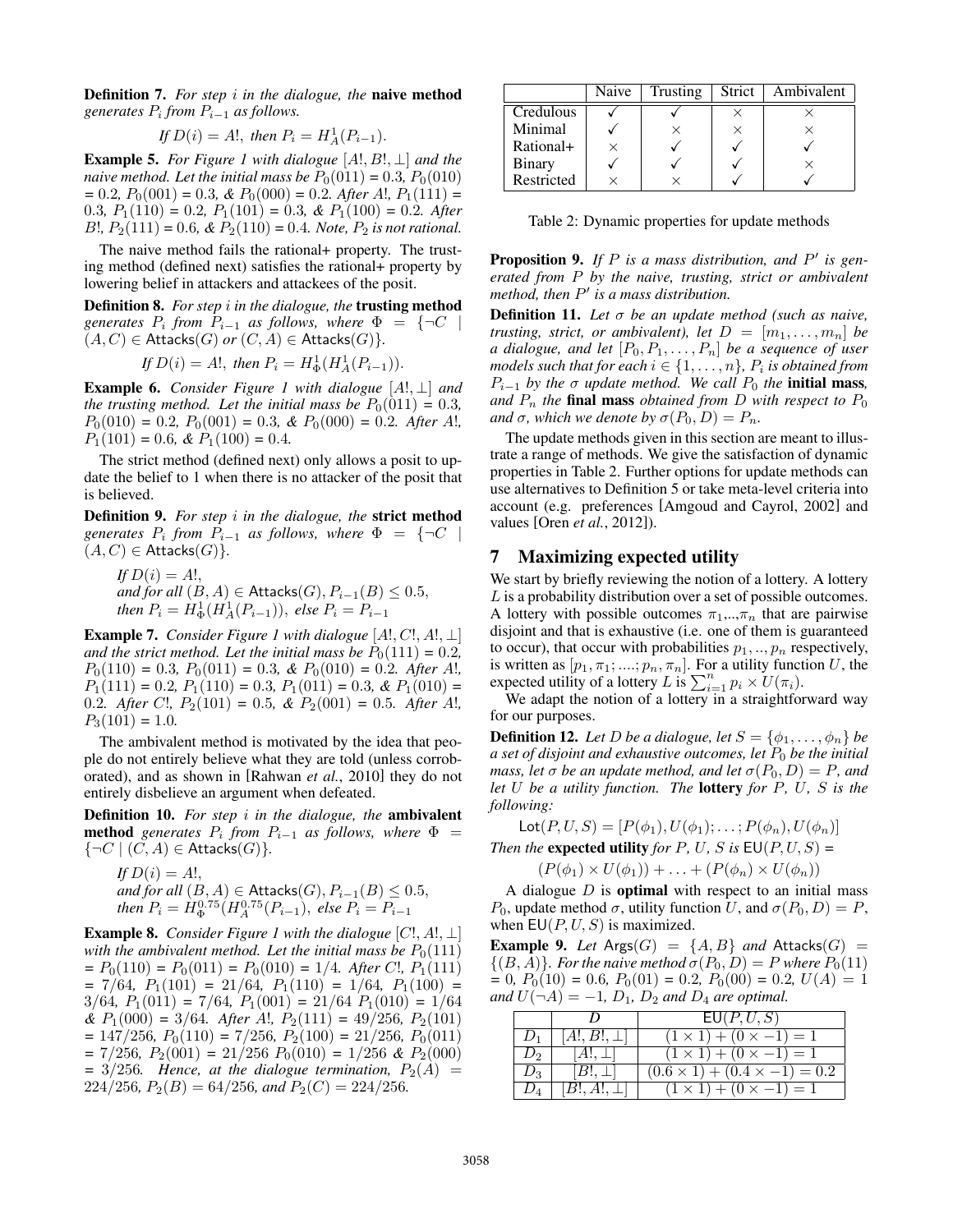**Definition 7.** *For step $i$ in the dialogue, the* **naive method** *generates $P_i$ from $P_{i-1}$ as follows.*

$$\text{If } D(i) = A!, \text{ then } P_i = H^1_A(P_{i-1}).$$

**Example 5.** *For Figure 1 with dialogue $[A!, B!, \bot]$ and the naive method. Let the initial mass be $P_0(011)$ = 0.3, $P_0(010)$ = 0.2, $P_0(001)$ = 0.3, & $P_0(000)$ = 0.2. After A!, $P_1(111)$ = 0.3, $P_1(110)$ = 0.2, $P_1(101)$ = 0.3, & $P_1(100)$ = 0.2. After B!, $P_2(111)$ = 0.6, & $P_2(110)$ = 0.4. Note, $P_2$ is not rational.*

The naive method fails the rational+ property. The trusting method (defined next) satisfies the rational+ property by lowering belief in attackers and attackees of the posit.

**Definition 8.** *For step $i$ in the dialogue, the* **trusting method** *generates $P_i$ from $P_{i-1}$ as follows, where $\Phi = \{\neg C \mid (A, C) \in \mathsf{Attacks}(G) \text{ or } (C, A) \in \mathsf{Attacks}(G)\}$.*

$$\text{If } D(i) = A!, \text{ then } P_i = H^1_\Phi(H^1_A(P_{i-1})).$$

**Example 6.** *Consider Figure 1 with dialogue $[A!, \bot]$ and the trusting method. Let the initial mass be $P_0(011)$ = 0.3, $P_0(010)$ = 0.2, $P_0(001)$ = 0.3, & $P_0(000)$ = 0.2. After A!, $P_1(101)$ = 0.6, & $P_1(100)$ = 0.4.*

The strict method (defined next) only allows a posit to update the belief to 1 when there is no attacker of the posit that is believed.

**Definition 9.** *For step $i$ in the dialogue, the* **strict method** *generates $P_i$ from $P_{i-1}$ as follows, where $\Phi = \{\neg C \mid (A, C) \in \mathsf{Attacks}(G)\}$.*

*If $D(i) = A!$,*
*and for all $(B, A) \in \mathsf{Attacks}(G)$, $P_{i-1}(B) \leq 0.5$,*
*then $P_i = H^1_\Phi(H^1_A(P_{i-1}))$, else $P_i = P_{i-1}$*

**Example 7.** *Consider Figure 1 with dialogue $[A!, C!, A!, \bot]$ and the strict method. Let the initial mass be $P_0(111)$ = 0.2, $P_0(110)$ = 0.3, $P_0(011)$ = 0.3, & $P_0(010)$ = 0.2. After A!, $P_1(111)$ = 0.2, $P_1(110)$ = 0.3, $P_1(011)$ = 0.3, & $P_1(010)$ = 0.2. After C!, $P_2(101)$ = 0.5, & $P_2(001)$ = 0.5. After A!, $P_3(101)$ = 1.0.*

The ambivalent method is motivated by the idea that people do not entirely believe what they are told (unless corroborated), and as shown in [Rahwan *et al.*, 2010] they do not entirely disbelieve an argument when defeated.

**Definition 10.** *For step $i$ in the dialogue, the* **ambivalent method** *generates $P_i$ from $P_{i-1}$ as follows, where $\Phi = \{\neg C \mid (C, A) \in \mathsf{Attacks}(G)\}$.*

*If $D(i) = A!$,*
*and for all $(B, A) \in \mathsf{Attacks}(G)$, $P_{i-1}(B) \leq 0.5$,*
*then $P_i = H^{0.75}_\Phi(H^{0.75}_A(P_{i-1})$, else $P_i = P_{i-1}$*

**Example 8.** *Consider Figure 1 with the dialogue $[C!, A!, \bot]$ with the ambivalent method. Let the initial mass be $P_0(111)$ = $P_0(110)$ = $P_0(011)$ = $P_0(010)$ = 1/4. After C!, $P_1(111)$ = 7/64, $P_1(101)$ = 21/64, $P_1(110)$ = 1/64, $P_1(100)$ = 3/64, $P_1(011)$ = 7/64, $P_1(001)$ = 21/64 $P_1(010)$ = 1/64 & $P_1(000)$ = 3/64. After A!, $P_2(111)$ = 49/256, $P_2(101)$ = 147/256, $P_0(110)$ = 7/256, $P_2(100)$ = 21/256, $P_0(011)$ = 7/256, $P_2(001)$ = 21/256 $P_0(010)$ = 1/256 & $P_2(000)$ = 3/256. Hence, at the dialogue termination, $P_2(A)$ = 224/256, $P_2(B)$ = 64/256, and $P_2(C)$ = 224/256.*

| | Naive | Trusting | Strict | Ambivalent |
|---|---|---|---|---|
| Credulous | ✓ | ✓ | × | × |
| Minimal | ✓ | × | × | × |
| Rational+ | × | ✓ | ✓ | ✓ |
| Binary | ✓ | ✓ | ✓ | × |
| Restricted | × | × | ✓ | ✓ |

Table 2: Dynamic properties for update methods

**Proposition 9.** *If $P$ is a mass distribution, and $P'$ is generated from $P$ by the naive, trusting, strict or ambivalent method, then $P'$ is a mass distribution.*

**Definition 11.** *Let $\sigma$ be an update method (such as naive, trusting, strict, or ambivalent), let $D = [m_1, \ldots, m_n]$ be a dialogue, and let $[P_0, P_1, \ldots, P_n]$ be a sequence of user models such that for each $i \in \{1, \ldots, n\}$, $P_i$ is obtained from $P_{i-1}$ by the $\sigma$ update method. We call $P_0$ the* **initial mass**, *and $P_n$ the* **final mass** *obtained from $D$ with respect to $P_0$ and $\sigma$, which we denote by $\sigma(P_0, D) = P_n$.*

The update methods given in this section are meant to illustrate a range of methods. We give the satisfaction of dynamic properties in Table 2. Further options for update methods can use alternatives to Definition 5 or take meta-level criteria into account (e.g. preferences [Amgoud and Cayrol, 2002] and values [Oren *et al.*, 2012]).

## 7 Maximizing expected utility

We start by briefly reviewing the notion of a lottery. A lottery $L$ is a probability distribution over a set of possible outcomes. A lottery with possible outcomes $\pi_1$,..,$\pi_n$ that are pairwise disjoint and that is exhaustive (i.e. one of them is guaranteed to occur), that occur with probabilities $p_1, .., p_n$ respectively, is written as $[p_1, \pi_1; ....; p_n, \pi_n]$. For a utility function $U$, the expected utility of a lottery $L$ is $\sum_{i=1}^{n} p_i \times U(\pi_i)$.

We adapt the notion of a lottery in a straightforward way for our purposes.

**Definition 12.** *Let $D$ be a dialogue, let $S = \{\phi_1, \ldots, \phi_n\}$ be a set of disjoint and exhaustive outcomes, let $P_0$ be the initial mass, let $\sigma$ be an update method, and let $\sigma(P_0, D) = P$, and let $U$ be a utility function. The* **lottery** *for $P$, $U$, $S$ is the following:*

$$\mathsf{Lot}(P, U, S) = [P(\phi_1), U(\phi_1); \ldots; P(\phi_n), U(\phi_n)]$$

*Then the* **expected utility** *for $P$, $U$, $S$ is $\mathsf{EU}(P, U, S)$ =*

$$(P(\phi_1) \times U(\phi_1)) + \ldots + (P(\phi_n) \times U(\phi_n))$$

A dialogue $D$ is **optimal** with respect to an initial mass $P_0$, update method $\sigma$, utility function $U$, and $\sigma(P_0, D) = P$, when $\mathsf{EU}(P, U, S)$ is maximized.

**Example 9.** *Let $\mathsf{Args}(G) = \{A, B\}$ and $\mathsf{Attacks}(G) = \{(B, A)\}$. For the naive method $\sigma(P_0, D) = P$ where $P_0(11)$ = 0, $P_0(10)$ = 0.6, $P_0(01)$ = 0.2, $P_0(00)$ = 0.2, $U(A) = 1$ and $U(\neg A) = -1$, $D_1$, $D_2$ and $D_4$ are optimal.*

| | $D$ | $\mathsf{EU}(P, U, S)$ |
|---|---|---|
| $D_1$ | $[A!, B!, \bot]$ | $(1 \times 1) + (0 \times -1) = 1$ |
| $D_2$ | $[A!, \bot]$ | $(1 \times 1) + (0 \times -1) = 1$ |
| $D_3$ | $[B!, \bot]$ | $(0.6 \times 1) + (0.4 \times -1) = 0.2$ |
| $D_4$ | $[B!, A!, \bot]$ | $(1 \times 1) + (0 \times -1) = 1$ |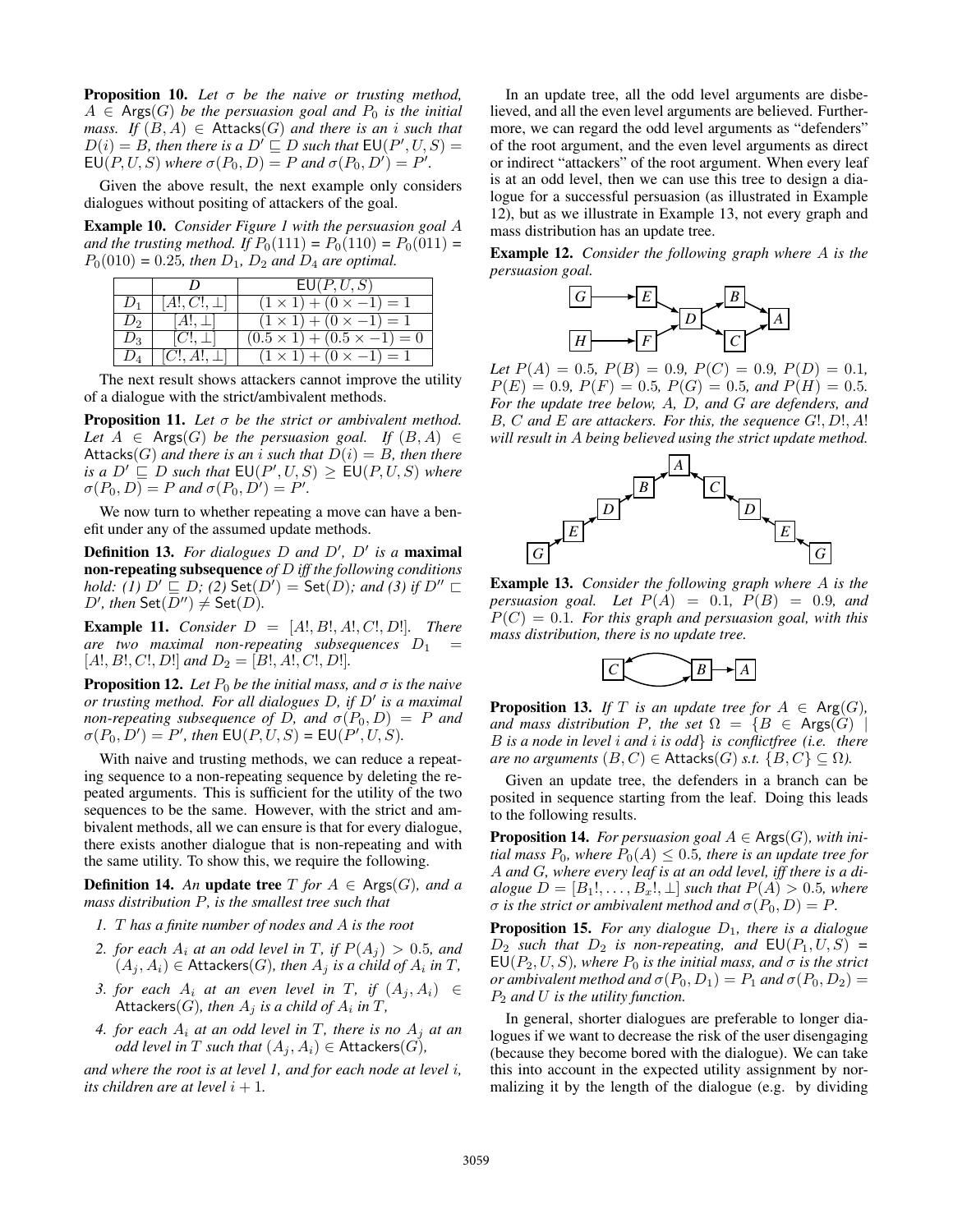**Proposition 10.** *Let $\sigma$ be the naive or trusting method, $A \in \mathsf{Args}(G)$ be the persuasion goal and $P_0$ is the initial mass. If $(B, A) \in \mathsf{Attacks}(G)$ and there is an $i$ such that $D(i) = B$, then there is a $D' \sqsubseteq D$ such that $\mathsf{EU}(P', U, S) = \mathsf{EU}(P, U, S)$ where $\sigma(P_0, D) = P$ and $\sigma(P_0, D') = P'$.*

Given the above result, the next example only considers dialogues without positing of attackers of the goal.

**Example 10.** *Consider Figure 1 with the persuasion goal $A$ and the trusting method. If $P_0(111) = P_0(110) = P_0(011) = P_0(010) = 0.25$, then $D_1$, $D_2$ and $D_4$ are optimal.*

| | $D$ | $\mathsf{EU}(P, U, S)$ |
|---|---|---|
| $D_1$ | $[A!, C!, \bot]$ | $(1 \times 1) + (0 \times -1) = 1$ |
| $D_2$ | $[A!, \bot]$ | $(1 \times 1) + (0 \times -1) = 1$ |
| $D_3$ | $[C!, \bot]$ | $(0.5 \times 1) + (0.5 \times -1) = 0$ |
| $D_4$ | $[C!, A!, \bot]$ | $(1 \times 1) + (0 \times -1) = 1$ |

The next result shows attackers cannot improve the utility of a dialogue with the strict/ambivalent methods.

**Proposition 11.** *Let $\sigma$ be the strict or ambivalent method. Let $A \in \mathsf{Args}(G)$ be the persuasion goal. If $(B, A) \in \mathsf{Attacks}(G)$ and there is an $i$ such that $D(i) = B$, then there is a $D' \sqsubseteq D$ such that $\mathsf{EU}(P', U, S) \geq \mathsf{EU}(P, U, S)$ where $\sigma(P_0, D) = P$ and $\sigma(P_0, D') = P'$.*

We now turn to whether repeating a move can have a benefit under any of the assumed update methods.

**Definition 13.** *For dialogues $D$ and $D'$, $D'$ is a* **maximal non-repeating subsequence** *of $D$ iff the following conditions hold: (1) $D' \sqsubseteq D$; (2) $\mathsf{Set}(D') = \mathsf{Set}(D)$; and (3) if $D'' \sqsubset D'$, then $\mathsf{Set}(D'') \neq \mathsf{Set}(D)$.*

**Example 11.** *Consider $D = [A!, B!, A!, C!, D!]$. There are two maximal non-repeating subsequences $D_1 = [A!, B!, C!, D!]$ and $D_2 = [B!, A!, C!, D!]$.*

**Proposition 12.** *Let $P_0$ be the initial mass, and $\sigma$ is the naive or trusting method. For all dialogues $D$, if $D'$ is a maximal non-repeating subsequence of $D$, and $\sigma(P_0, D) = P$ and $\sigma(P_0, D') = P'$, then $\mathsf{EU}(P, U, S) = \mathsf{EU}(P', U, S)$.*

With naive and trusting methods, we can reduce a repeating sequence to a non-repeating sequence by deleting the repeated arguments. This is sufficient for the utility of the two sequences to be the same. However, with the strict and ambivalent methods, all we can ensure is that for every dialogue, there exists another dialogue that is non-repeating and with the same utility. To show this, we require the following.

**Definition 14.** *An* **update tree** *$T$ for $A \in \mathsf{Args}(G)$, and a mass distribution $P$, is the smallest tree such that*

1. *$T$ has a finite number of nodes and $A$ is the root*
2. *for each $A_i$ at an odd level in $T$, if $P(A_j) > 0.5$, and $(A_j, A_i) \in \mathsf{Attackers}(G)$, then $A_j$ is a child of $A_i$ in $T$,*
3. *for each $A_i$ at an even level in $T$, if $(A_j, A_i) \in \mathsf{Attackers}(G)$, then $A_j$ is a child of $A_i$ in $T$,*
4. *for each $A_i$ at an odd level in $T$, there is no $A_j$ at an odd level in $T$ such that $(A_j, A_i) \in \mathsf{Attackers}(G)$,*

*and where the root is at level 1, and for each node at level $i$, its children are at level $i + 1$.*

In an update tree, all the odd level arguments are disbelieved, and all the even level arguments are believed. Furthermore, we can regard the odd level arguments as "defenders" of the root argument, and the even level arguments as direct or indirect "attackers" of the root argument. When every leaf is at an odd level, then we can use this tree to design a dialogue for a successful persuasion (as illustrated in Example 12), but as we illustrate in Example 13, not every graph and mass distribution has an update tree.

**Example 12.** *Consider the following graph where $A$ is the persuasion goal.*

*Let $P(A) = 0.5$, $P(B) = 0.9$, $P(C) = 0.9$, $P(D) = 0.1$, $P(E) = 0.9$, $P(F) = 0.5$, $P(G) = 0.5$, and $P(H) = 0.5$. For the update tree below, $A$, $D$, and $G$ are defenders, and $B$, $C$ and $E$ are attackers. For this, the sequence $G!, D!, A!$ will result in $A$ being believed using the strict update method.*

**Example 13.** *Consider the following graph where $A$ is the persuasion goal. Let $P(A) = 0.1$, $P(B) = 0.9$, and $P(C) = 0.1$. For this graph and persuasion goal, with this mass distribution, there is no update tree.*

**Proposition 13.** *If $T$ is an update tree for $A \in \mathsf{Arg}(G)$, and mass distribution $P$, the set $\Omega = \{B \in \mathsf{Args}(G) \mid B$ is a node in level $i$ and $i$ is odd$\}$ is conflictfree (i.e. there are no arguments $(B, C) \in \mathsf{Attacks}(G)$ s.t. $\{B, C\} \subseteq \Omega$).*

Given an update tree, the defenders in a branch can be posited in sequence starting from the leaf. Doing this leads to the following results.

**Proposition 14.** *For persuasion goal $A \in \mathsf{Args}(G)$, with initial mass $P_0$, where $P_0(A) \leq 0.5$, there is an update tree for $A$ and $G$, where every leaf is at an odd level, iff there is a dialogue $D = [B_1!, \ldots, B_x!, \bot]$ such that $P(A) > 0.5$, where $\sigma$ is the strict or ambivalent method and $\sigma(P_0, D) = P$.*

**Proposition 15.** *For any dialogue $D_1$, there is a dialogue $D_2$ such that $D_2$ is non-repeating, and $\mathsf{EU}(P_1, U, S) = \mathsf{EU}(P_2, U, S)$, where $P_0$ is the initial mass, and $\sigma$ is the strict or ambivalent method and $\sigma(P_0, D_1) = P_1$ and $\sigma(P_0, D_2) = P_2$ and $U$ is the utility function.*

In general, shorter dialogues are preferable to longer dialogues if we want to decrease the risk of the user disengaging (because they become bored with the dialogue). We can take this into account in the expected utility assignment by normalizing it by the length of the dialogue (e.g. by dividing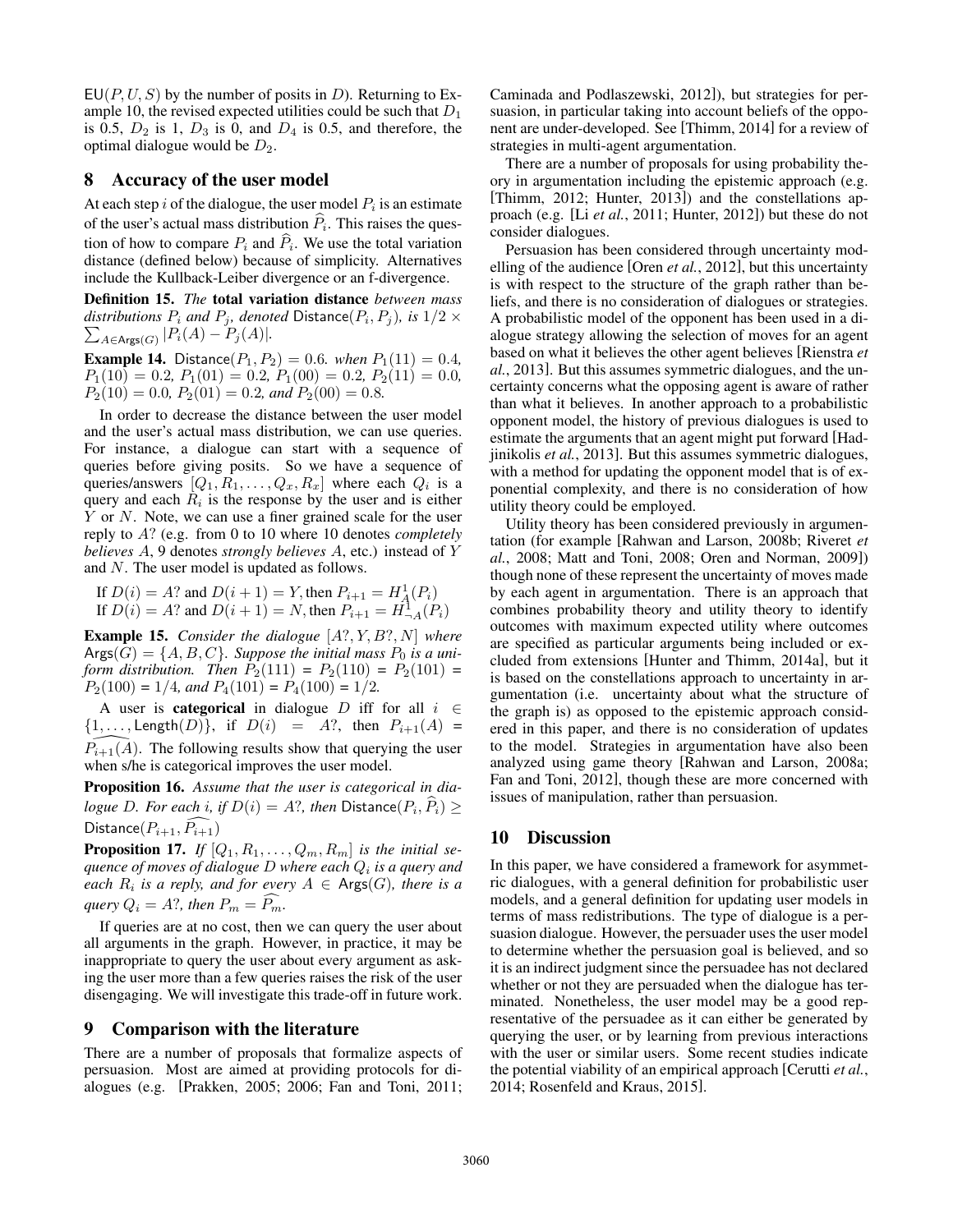$\mathsf{EU}(P, U, S)$ by the number of posits in $D$). Returning to Example 10, the revised expected utilities could be such that $D_1$ is 0.5, $D_2$ is 1, $D_3$ is 0, and $D_4$ is 0.5, and therefore, the optimal dialogue would be $D_2$.

## 8 Accuracy of the user model

At each step $i$ of the dialogue, the user model $P_i$ is an estimate of the user's actual mass distribution $\widehat{P}_i$. This raises the question of how to compare $P_i$ and $\widehat{P}_i$. We use the total variation distance (defined below) because of simplicity. Alternatives include the Kullback-Leibler divergence or an f-divergence.

**Definition 15.** *The* **total variation distance** *between mass distributions $P_i$ and $P_j$, denoted* $\mathsf{Distance}(P_i, P_j)$*, is* $1/2 \times \sum_{A \in \mathsf{Args}(G)} |P_i(A) - P_j(A)|$.

**Example 14.** $\mathsf{Distance}(P_1, P_2) = 0.6$. *when* $P_1(11) = 0.4$, $P_1(10) = 0.2$, $P_1(01) = 0.2$, $P_1(00) = 0.2$, $P_2(11) = 0.0$, $P_2(10) = 0.0$, $P_2(01) = 0.2$, *and* $P_2(00) = 0.8$.

In order to decrease the distance between the user model and the user's actual mass distribution, we can use queries. For instance, a dialogue can start with a sequence of queries before giving posits. So we have a sequence of queries/answers $[Q_1, R_1, \ldots, Q_x, R_x]$ where each $Q_i$ is a query and each $R_i$ is the response by the user and is either $Y$ or $N$. Note, we can use a finer grained scale for the user reply to $A$? (e.g. from 0 to 10 where 10 denotes *completely believes* $A$, 9 denotes *strongly believes* $A$, etc.) instead of $Y$ and $N$. The user model is updated as follows.

If $D(i) = A?$ and $D(i+1) = Y$, then $P_{i+1} = H^1_A(P_i)$
If $D(i) = A?$ and $D(i+1) = N$, then $P_{i+1} = H^1_{\neg A}(P_i)$

**Example 15.** *Consider the dialogue* $[A?, Y, B?, N]$ *where* $\mathsf{Args}(G) = \{A, B, C\}$. *Suppose the initial mass $P_0$ is a uniform distribution. Then* $P_2(111) = P_2(110) = P_2(101) = P_2(100) = 1/4$, *and* $P_4(101) = P_4(100) = 1/2$.

A user is **categorical** in dialogue $D$ iff for all $i \in \{1, \ldots, \mathsf{Length}(D)\}$, if $D(i) = A?$, then $P_{i+1}(A) = \widehat{P_{i+1}(A)}$. The following results show that querying the user when s/he is categorical improves the user model.

**Proposition 16.** *Assume that the user is categorical in dialogue D. For each i, if* $D(i) = A?$, *then* $\mathsf{Distance}(P_i, \widehat{P}_i) \geq \mathsf{Distance}(P_{i+1}, \widehat{P_{i+1}})$

**Proposition 17.** *If* $[Q_1, R_1, \ldots, Q_m, R_m]$ *is the initial sequence of moves of dialogue D where each $Q_i$ is a query and each $R_i$ is a reply, and for every* $A \in \mathsf{Args}(G)$*, there is a query* $Q_i = A?$*, then* $P_m = \widehat{P_m}$.

If queries are at no cost, then we can query the user about all arguments in the graph. However, in practice, it may be inappropriate to query the user about every argument as asking the user more than a few queries raises the risk of the user disengaging. We will investigate this trade-off in future work.

## 9 Comparison with the literature

There are a number of proposals that formalize aspects of persuasion. Most are aimed at providing protocols for dialogues (e.g. [Prakken, 2005; 2006; Fan and Toni, 2011; Caminada and Podlaszewski, 2012]), but strategies for persuasion, in particular taking into account beliefs of the opponent are under-developed. See [Thimm, 2014] for a review of strategies in multi-agent argumentation.

There are a number of proposals for using probability theory in argumentation including the epistemic approach (e.g. [Thimm, 2012; Hunter, 2013]) and the constellations approach (e.g. [Li *et al.*, 2011; Hunter, 2012]) but these do not consider dialogues.

Persuasion has been considered through uncertainty modelling of the audience [Oren *et al.*, 2012], but this uncertainty is with respect to the structure of the graph rather than beliefs, and there is no consideration of dialogues or strategies. A probabilistic model of the opponent has been used in a dialogue strategy allowing the selection of moves for an agent based on what it believes the other agent believes [Rienstra *et al.*, 2013]. But this assumes symmetric dialogues, and the uncertainty concerns what the opposing agent is aware of rather than what it believes. In another approach to a probabilistic opponent model, the history of previous dialogues is used to estimate the arguments that an agent might put forward [Hadjinikolis *et al.*, 2013]. But this assumes symmetric dialogues, with a method for updating the opponent model that is of exponential complexity, and there is no consideration of how utility theory could be employed.

Utility theory has been considered previously in argumentation (for example [Rahwan and Larson, 2008b; Riveret *et al.*, 2008; Matt and Toni, 2008; Oren and Norman, 2009]) though none of these represent the uncertainty of moves made by each agent in argumentation. There is an approach that combines probability theory and utility theory to identify outcomes with maximum expected utility where outcomes are specified as particular arguments being included or excluded from extensions [Hunter and Thimm, 2014a], but it is based on the constellations approach to uncertainty in argumentation (i.e. uncertainty about what the structure of the graph is) as opposed to the epistemic approach considered in this paper, and there is no consideration of updates to the model. Strategies in argumentation have also been analyzed using game theory [Rahwan and Larson, 2008a; Fan and Toni, 2012], though these are more concerned with issues of manipulation, rather than persuasion.

## 10 Discussion

In this paper, we have considered a framework for asymmetric dialogues, with a general definition for probabilistic user models, and a general definition for updating user models in terms of mass redistributions. The type of dialogue is a persuasion dialogue. However, the persuader uses the user model to determine whether the persuasion goal is believed, and so it is an indirect judgment since the persuadee has not declared whether or not they are persuaded when the dialogue has terminated. Nonetheless, the user model may be a good representative of the persuadee as it can either be generated by querying the user, or by learning from previous interactions with the user or similar users. Some recent studies indicate the potential viability of an empirical approach [Cerutti *et al.*, 2014; Rosenfeld and Kraus, 2015].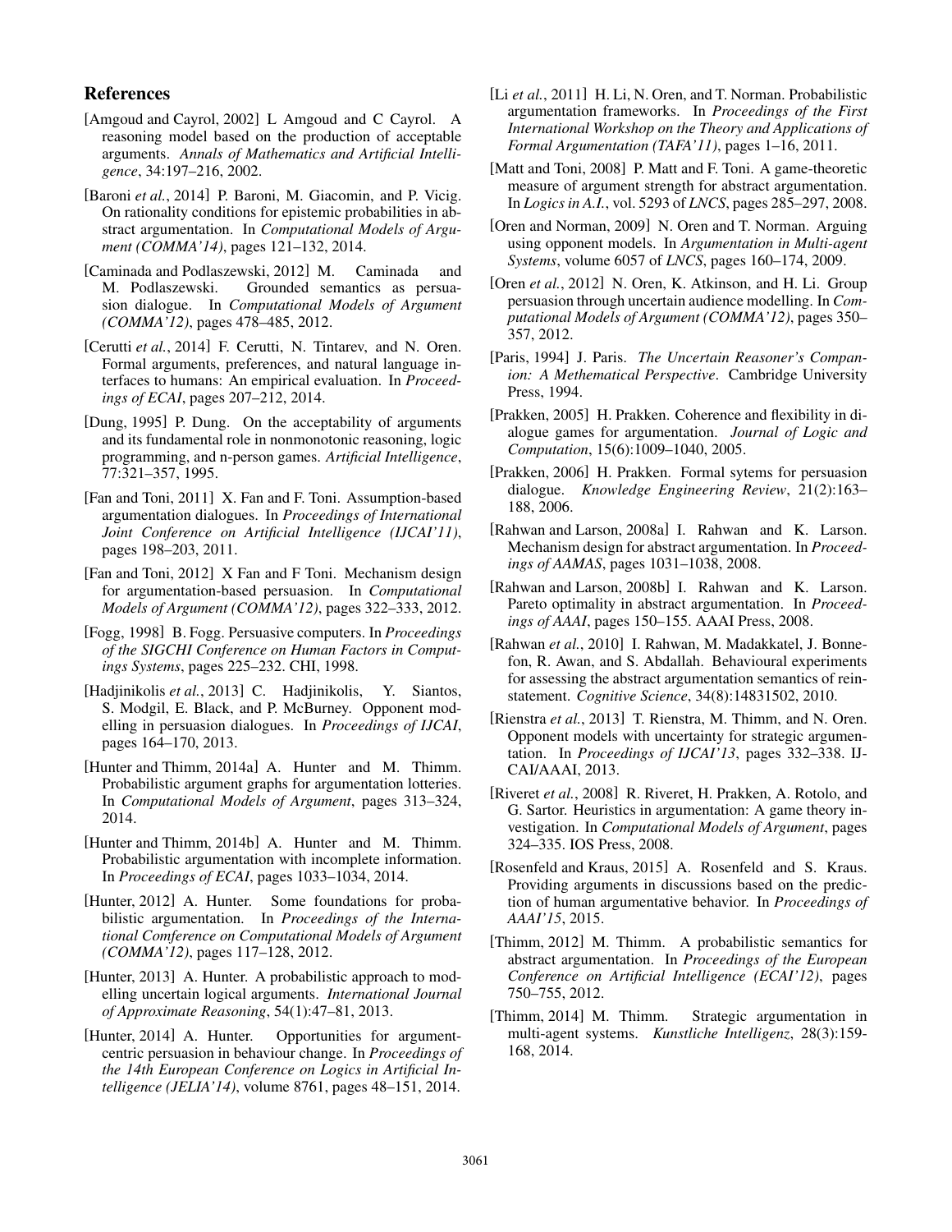## References

[Amgoud and Cayrol, 2002] L Amgoud and C Cayrol. A reasoning model based on the production of acceptable arguments. *Annals of Mathematics and Artificial Intelligence*, 34:197–216, 2002.

[Baroni *et al.*, 2014] P. Baroni, M. Giacomin, and P. Vicig. On rationality conditions for epistemic probabilities in abstract argumentation. In *Computational Models of Argument (COMMA'14)*, pages 121–132, 2014.

[Caminada and Podlaszewski, 2012] M. Caminada and M. Podlaszewski. Grounded semantics as persuasion dialogue. In *Computational Models of Argument (COMMA'12)*, pages 478–485, 2012.

[Cerutti *et al.*, 2014] F. Cerutti, N. Tintarev, and N. Oren. Formal arguments, preferences, and natural language interfaces to humans: An empirical evaluation. In *Proceedings of ECAI*, pages 207–212, 2014.

[Dung, 1995] P. Dung. On the acceptability of arguments and its fundamental role in nonmonotonic reasoning, logic programming, and n-person games. *Artificial Intelligence*, 77:321–357, 1995.

[Fan and Toni, 2011] X. Fan and F. Toni. Assumption-based argumentation dialogues. In *Proceedings of International Joint Conference on Artificial Intelligence (IJCAI'11)*, pages 198–203, 2011.

[Fan and Toni, 2012] X Fan and F Toni. Mechanism design for argumentation-based persuasion. In *Computational Models of Argument (COMMA'12)*, pages 322–333, 2012.

[Fogg, 1998] B. Fogg. Persuasive computers. In *Proceedings of the SIGCHI Conference on Human Factors in Computings Systems*, pages 225–232. CHI, 1998.

[Hadjinikolis *et al.*, 2013] C. Hadjinikolis, Y. Siantos, S. Modgil, E. Black, and P. McBurney. Opponent modelling in persuasion dialogues. In *Proceedings of IJCAI*, pages 164–170, 2013.

[Hunter and Thimm, 2014a] A. Hunter and M. Thimm. Probabilistic argument graphs for argumentation lotteries. In *Computational Models of Argument*, pages 313–324, 2014.

[Hunter and Thimm, 2014b] A. Hunter and M. Thimm. Probabilistic argumentation with incomplete information. In *Proceedings of ECAI*, pages 1033–1034, 2014.

[Hunter, 2012] A. Hunter. Some foundations for probabilistic argumentation. In *Proceedings of the International Comference on Computational Models of Argument (COMMA'12)*, pages 117–128, 2012.

[Hunter, 2013] A. Hunter. A probabilistic approach to modelling uncertain logical arguments. *International Journal of Approximate Reasoning*, 54(1):47–81, 2013.

[Hunter, 2014] A. Hunter. Opportunities for argument-centric persuasion in behaviour change. In *Proceedings of the 14th European Conference on Logics in Artificial Intelligence (JELIA'14)*, volume 8761, pages 48–151, 2014.

[Li *et al.*, 2011] H. Li, N. Oren, and T. Norman. Probabilistic argumentation frameworks. In *Proceedings of the First International Workshop on the Theory and Applications of Formal Argumentation (TAFA'11)*, pages 1–16, 2011.

[Matt and Toni, 2008] P. Matt and F. Toni. A game-theoretic measure of argument strength for abstract argumentation. In *Logics in A.I.*, vol. 5293 of *LNCS*, pages 285–297, 2008.

[Oren and Norman, 2009] N. Oren and T. Norman. Arguing using opponent models. In *Argumentation in Multi-agent Systems*, volume 6057 of *LNCS*, pages 160–174, 2009.

[Oren *et al.*, 2012] N. Oren, K. Atkinson, and H. Li. Group persuasion through uncertain audience modelling. In *Computational Models of Argument (COMMA'12)*, pages 350–357, 2012.

[Paris, 1994] J. Paris. *The Uncertain Reasoner's Companion: A Methematical Perspective*. Cambridge University Press, 1994.

[Prakken, 2005] H. Prakken. Coherence and flexibility in dialogue games for argumentation. *Journal of Logic and Computation*, 15(6):1009–1040, 2005.

[Prakken, 2006] H. Prakken. Formal sytems for persuasion dialogue. *Knowledge Engineering Review*, 21(2):163–188, 2006.

[Rahwan and Larson, 2008a] I. Rahwan and K. Larson. Mechanism design for abstract argumentation. In *Proceedings of AAMAS*, pages 1031–1038, 2008.

[Rahwan and Larson, 2008b] I. Rahwan and K. Larson. Pareto optimality in abstract argumentation. In *Proceedings of AAAI*, pages 150–155. AAAI Press, 2008.

[Rahwan *et al.*, 2010] I. Rahwan, M. Madakkatel, J. Bonnefon, R. Awan, and S. Abdallah. Behavioural experiments for assessing the abstract argumentation semantics of reinstatement. *Cognitive Science*, 34(8):14831502, 2010.

[Rienstra *et al.*, 2013] T. Rienstra, M. Thimm, and N. Oren. Opponent models with uncertainty for strategic argumentation. In *Proceedings of IJCAI'13*, pages 332–338. IJCAI/AAAI, 2013.

[Riveret *et al.*, 2008] R. Riveret, H. Prakken, A. Rotolo, and G. Sartor. Heuristics in argumentation: A game theory investigation. In *Computational Models of Argument*, pages 324–335. IOS Press, 2008.

[Rosenfeld and Kraus, 2015] A. Rosenfeld and S. Kraus. Providing arguments in discussions based on the prediction of human argumentative behavior. In *Proceedings of AAAI'15*, 2015.

[Thimm, 2012] M. Thimm. A probabilistic semantics for abstract argumentation. In *Proceedings of the European Conference on Artificial Intelligence (ECAI'12)*, pages 750–755, 2012.

[Thimm, 2014] M. Thimm. Strategic argumentation in multi-agent systems. *Kunstliche Intelligenz*, 28(3):159-168, 2014.